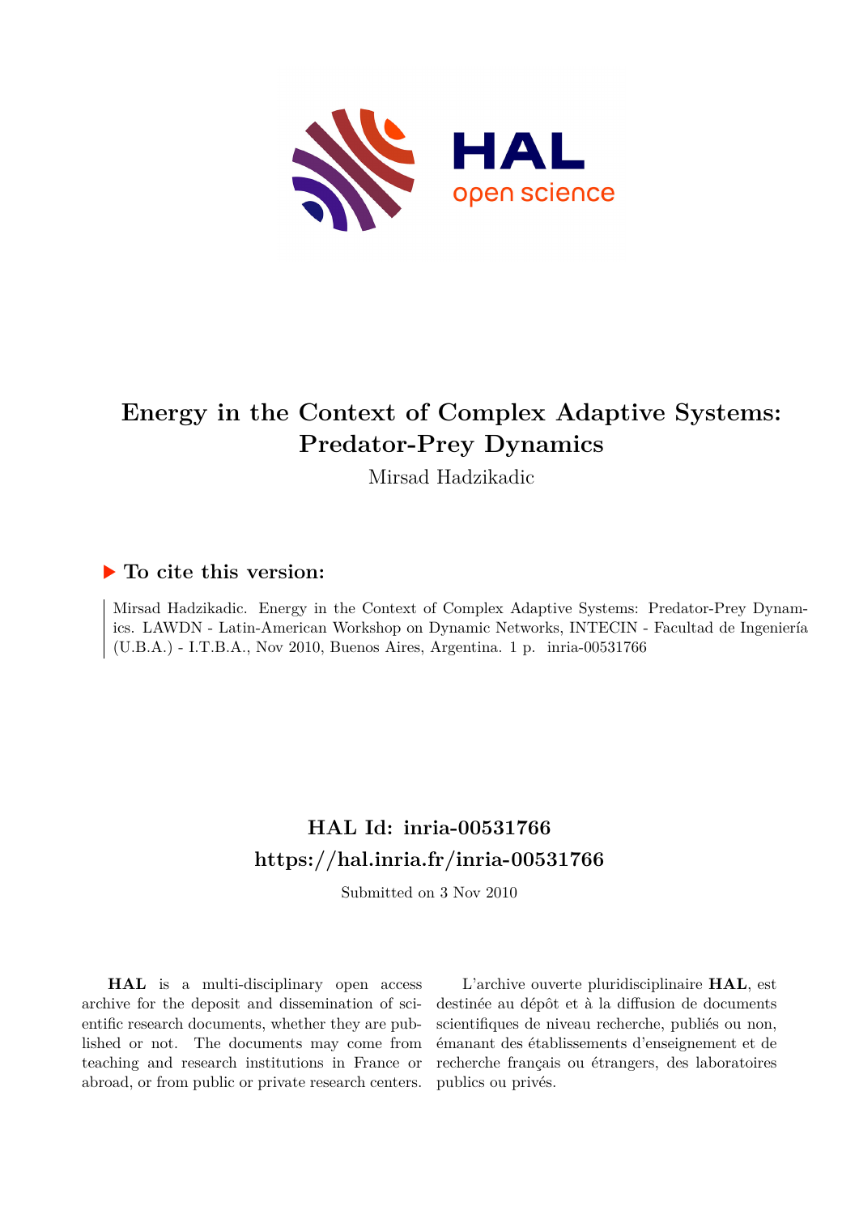# Energy in the Context of Complex Adaptive Systems: Predator-Prey Dynamics

Mirsad Hadzikadic

## ▶ To cite this version:

Mirsad Hadzikadic. Energy in the Context of Complex Adaptive Systems: Predator-Prey Dynamics. LAWDN - Latin-American Workshop on Dynamic Networks, INTECIN - Facultad de Ingeniería (U.B.A.) - I.T.B.A., Nov 2010, Buenos Aires, Argentina. 1 p. inria-00531766

## HAL Id: inria-00531766

## https://hal.inria.fr/inria-00531766

Submitted on 3 Nov 2010

**HAL** is a multi-disciplinary open access archive for the deposit and dissemination of scientific research documents, whether they are published or not. The documents may come from teaching and research institutions in France or abroad, or from public or private research centers.

L'archive ouverte pluridisciplinaire **HAL**, est destinée au dépôt et à la diffusion de documents scientifiques de niveau recherche, publiés ou non, émanant des établissements d'enseignement et de recherche français ou étrangers, des laboratoires publics ou privés.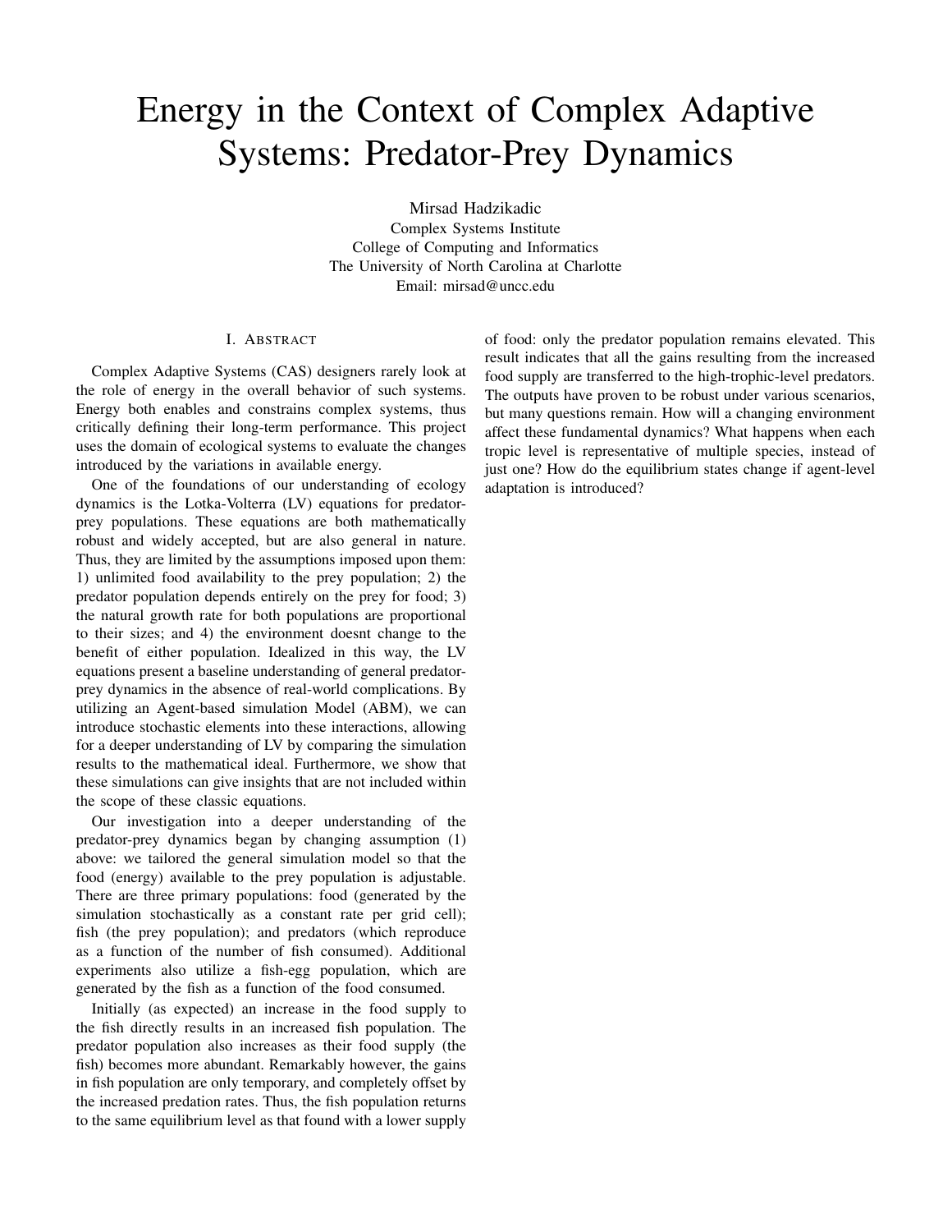# Energy in the Context of Complex Adaptive Systems: Predator-Prey Dynamics

Mirsad Hadzikadic
Complex Systems Institute
College of Computing and Informatics
The University of North Carolina at Charlotte
Email: mirsad@uncc.edu

## I. Abstract

Complex Adaptive Systems (CAS) designers rarely look at the role of energy in the overall behavior of such systems. Energy both enables and constrains complex systems, thus critically defining their long-term performance. This project uses the domain of ecological systems to evaluate the changes introduced by the variations in available energy.

One of the foundations of our understanding of ecology dynamics is the Lotka-Volterra (LV) equations for predator-prey populations. These equations are both mathematically robust and widely accepted, but are also general in nature. Thus, they are limited by the assumptions imposed upon them: 1) unlimited food availability to the prey population; 2) the predator population depends entirely on the prey for food; 3) the natural growth rate for both populations are proportional to their sizes; and 4) the environment doesnt change to the benefit of either population. Idealized in this way, the LV equations present a baseline understanding of general predator-prey dynamics in the absence of real-world complications. By utilizing an Agent-based simulation Model (ABM), we can introduce stochastic elements into these interactions, allowing for a deeper understanding of LV by comparing the simulation results to the mathematical ideal. Furthermore, we show that these simulations can give insights that are not included within the scope of these classic equations.

Our investigation into a deeper understanding of the predator-prey dynamics began by changing assumption (1) above: we tailored the general simulation model so that the food (energy) available to the prey population is adjustable. There are three primary populations: food (generated by the simulation stochastically as a constant rate per grid cell); fish (the prey population); and predators (which reproduce as a function of the number of fish consumed). Additional experiments also utilize a fish-egg population, which are generated by the fish as a function of the food consumed.

Initially (as expected) an increase in the food supply to the fish directly results in an increased fish population. The predator population also increases as their food supply (the fish) becomes more abundant. Remarkably however, the gains in fish population are only temporary, and completely offset by the increased predation rates. Thus, the fish population returns to the same equilibrium level as that found with a lower supply of food: only the predator population remains elevated. This result indicates that all the gains resulting from the increased food supply are transferred to the high-trophic-level predators. The outputs have proven to be robust under various scenarios, but many questions remain. How will a changing environment affect these fundamental dynamics? What happens when each tropic level is representative of multiple species, instead of just one? How do the equilibrium states change if agent-level adaptation is introduced?